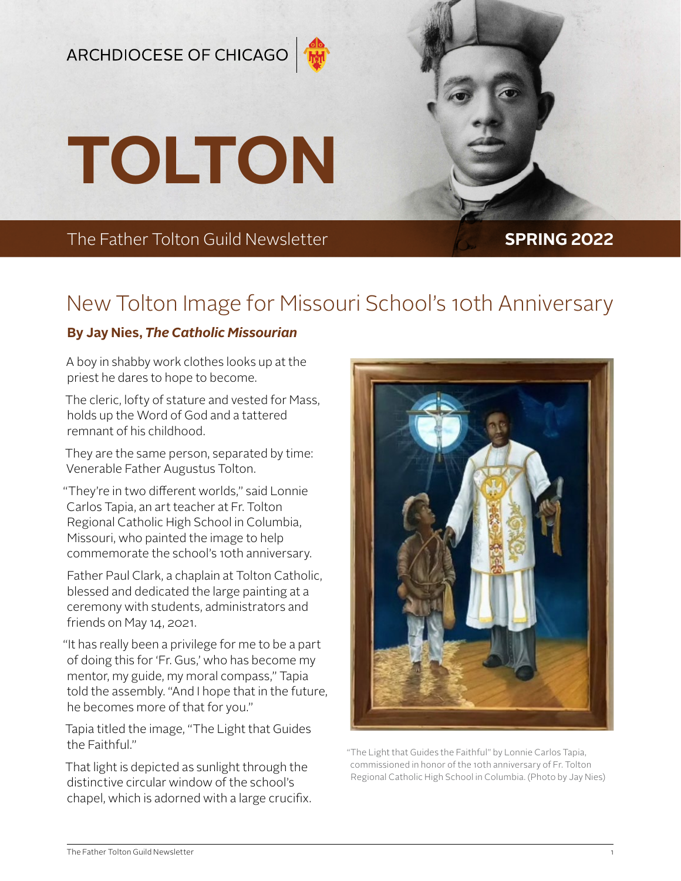ARCHDIOCESE OF CHICAGO

# TOLTON

The Father Tolton Guild Newsletter

**SPRING 2022**

## New Tolton Image for Missouri School's 10th Anniversary

**By Jay Nies, *The Catholic Missourian***

A boy in shabby work clothes looks up at the priest he dares to hope to become.

The cleric, lofty of stature and vested for Mass, holds up the Word of God and a tattered remnant of his childhood.

They are the same person, separated by time: Venerable Father Augustus Tolton.

"They're in two different worlds," said Lonnie Carlos Tapia, an art teacher at Fr. Tolton Regional Catholic High School in Columbia, Missouri, who painted the image to help commemorate the school's 10th anniversary.

Father Paul Clark, a chaplain at Tolton Catholic, blessed and dedicated the large painting at a ceremony with students, administrators and friends on May 14, 2021.

"It has really been a privilege for me to be a part of doing this for 'Fr. Gus,' who has become my mentor, my guide, my moral compass," Tapia told the assembly. "And I hope that in the future, he becomes more of that for you."

Tapia titled the image, "The Light that Guides the Faithful."

That light is depicted as sunlight through the distinctive circular window of the school's chapel, which is adorned with a large crucifix.

"The Light that Guides the Faithful" by Lonnie Carlos Tapia, commissioned in honor of the 10th anniversary of Fr. Tolton Regional Catholic High School in Columbia. (Photo by Jay Nies)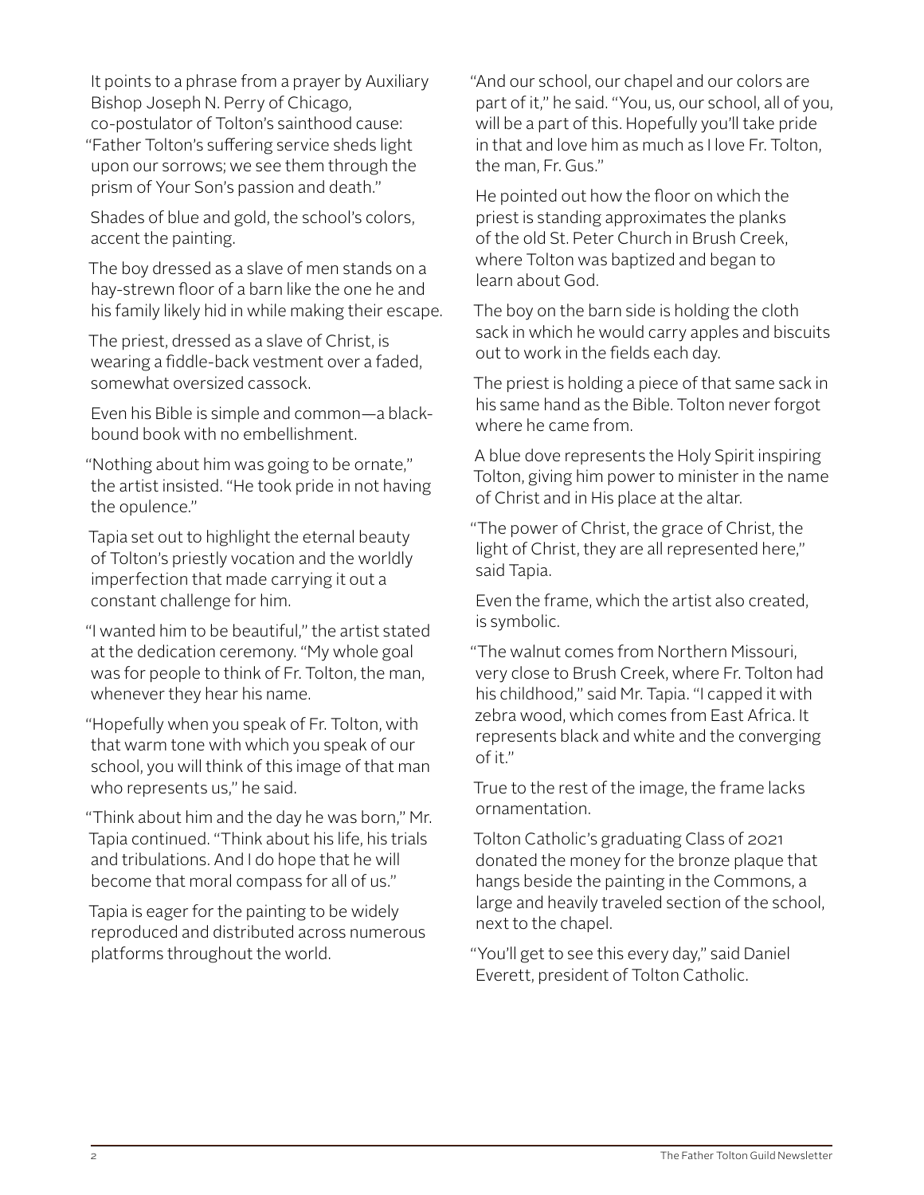It points to a phrase from a prayer by Auxiliary Bishop Joseph N. Perry of Chicago, co-postulator of Tolton's sainthood cause: "Father Tolton's suffering service sheds light upon our sorrows; we see them through the prism of Your Son's passion and death."

Shades of blue and gold, the school's colors, accent the painting.

The boy dressed as a slave of men stands on a hay-strewn floor of a barn like the one he and his family likely hid in while making their escape.

The priest, dressed as a slave of Christ, is wearing a fiddle-back vestment over a faded, somewhat oversized cassock.

Even his Bible is simple and common—a black-bound book with no embellishment.

"Nothing about him was going to be ornate," the artist insisted. "He took pride in not having the opulence."

Tapia set out to highlight the eternal beauty of Tolton's priestly vocation and the worldly imperfection that made carrying it out a constant challenge for him.

"I wanted him to be beautiful," the artist stated at the dedication ceremony. "My whole goal was for people to think of Fr. Tolton, the man, whenever they hear his name.

"Hopefully when you speak of Fr. Tolton, with that warm tone with which you speak of our school, you will think of this image of that man who represents us," he said.

"Think about him and the day he was born," Mr. Tapia continued. "Think about his life, his trials and tribulations. And I do hope that he will become that moral compass for all of us."

Tapia is eager for the painting to be widely reproduced and distributed across numerous platforms throughout the world.

"And our school, our chapel and our colors are part of it," he said. "You, us, our school, all of you, will be a part of this. Hopefully you'll take pride in that and love him as much as I love Fr. Tolton, the man, Fr. Gus."

He pointed out how the floor on which the priest is standing approximates the planks of the old St. Peter Church in Brush Creek, where Tolton was baptized and began to learn about God.

The boy on the barn side is holding the cloth sack in which he would carry apples and biscuits out to work in the fields each day.

The priest is holding a piece of that same sack in his same hand as the Bible. Tolton never forgot where he came from.

A blue dove represents the Holy Spirit inspiring Tolton, giving him power to minister in the name of Christ and in His place at the altar.

"The power of Christ, the grace of Christ, the light of Christ, they are all represented here," said Tapia.

Even the frame, which the artist also created, is symbolic.

"The walnut comes from Northern Missouri, very close to Brush Creek, where Fr. Tolton had his childhood," said Mr. Tapia. "I capped it with zebra wood, which comes from East Africa. It represents black and white and the converging of it."

True to the rest of the image, the frame lacks ornamentation.

Tolton Catholic's graduating Class of 2021 donated the money for the bronze plaque that hangs beside the painting in the Commons, a large and heavily traveled section of the school, next to the chapel.

"You'll get to see this every day," said Daniel Everett, president of Tolton Catholic.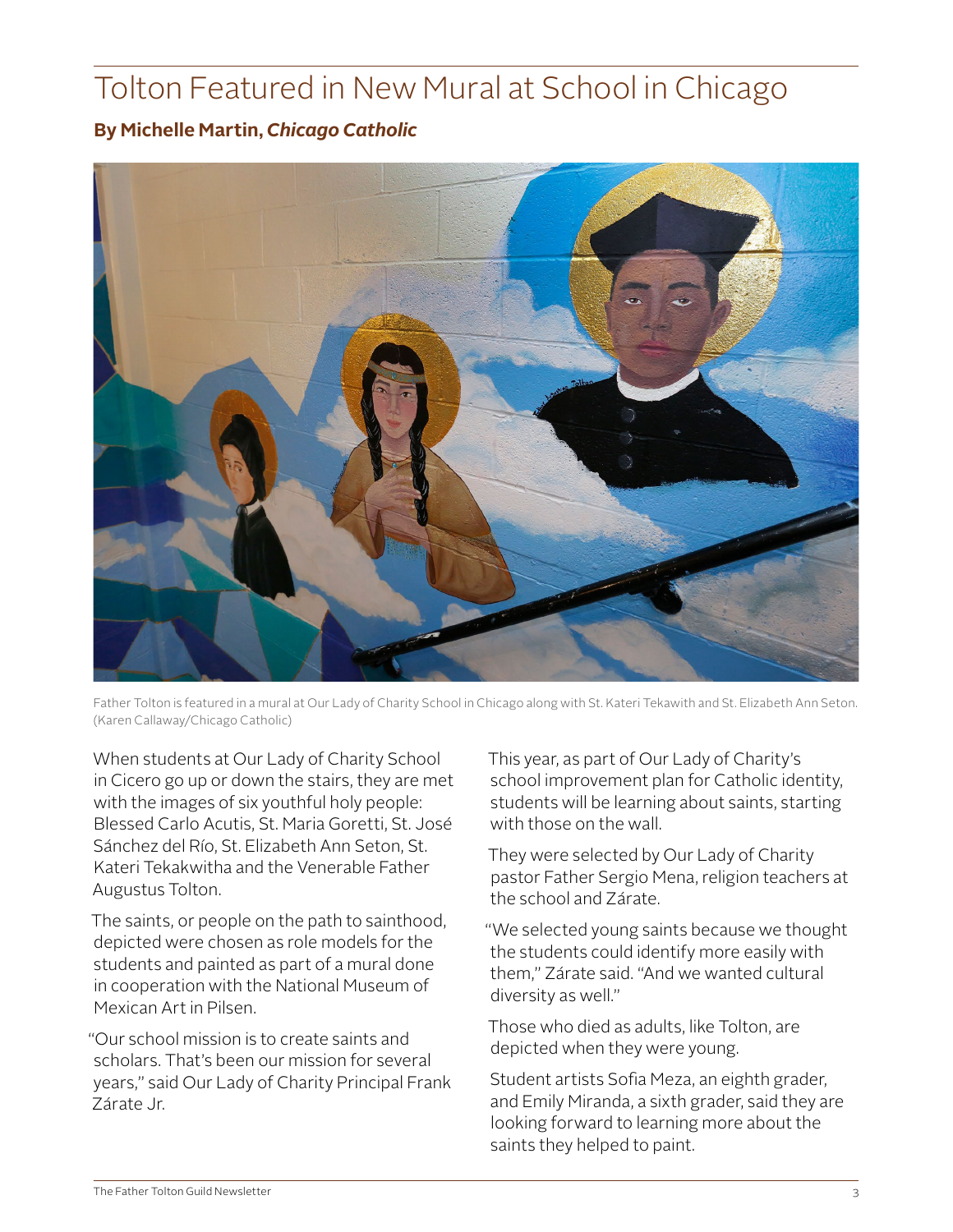# Tolton Featured in New Mural at School in Chicago

**By Michelle Martin, *Chicago Catholic***

Father Tolton is featured in a mural at Our Lady of Charity School in Chicago along with St. Kateri Tekawith and St. Elizabeth Ann Seton. (Karen Callaway/Chicago Catholic)

When students at Our Lady of Charity School in Cicero go up or down the stairs, they are met with the images of six youthful holy people: Blessed Carlo Acutis, St. Maria Goretti, St. José Sánchez del Río, St. Elizabeth Ann Seton, St. Kateri Tekakwitha and the Venerable Father Augustus Tolton.

The saints, or people on the path to sainthood, depicted were chosen as role models for the students and painted as part of a mural done in cooperation with the National Museum of Mexican Art in Pilsen.

"Our school mission is to create saints and scholars. That's been our mission for several years," said Our Lady of Charity Principal Frank Zárate Jr.

This year, as part of Our Lady of Charity's school improvement plan for Catholic identity, students will be learning about saints, starting with those on the wall.

They were selected by Our Lady of Charity pastor Father Sergio Mena, religion teachers at the school and Zárate.

"We selected young saints because we thought the students could identify more easily with them," Zárate said. "And we wanted cultural diversity as well."

Those who died as adults, like Tolton, are depicted when they were young.

Student artists Sofia Meza, an eighth grader, and Emily Miranda, a sixth grader, said they are looking forward to learning more about the saints they helped to paint.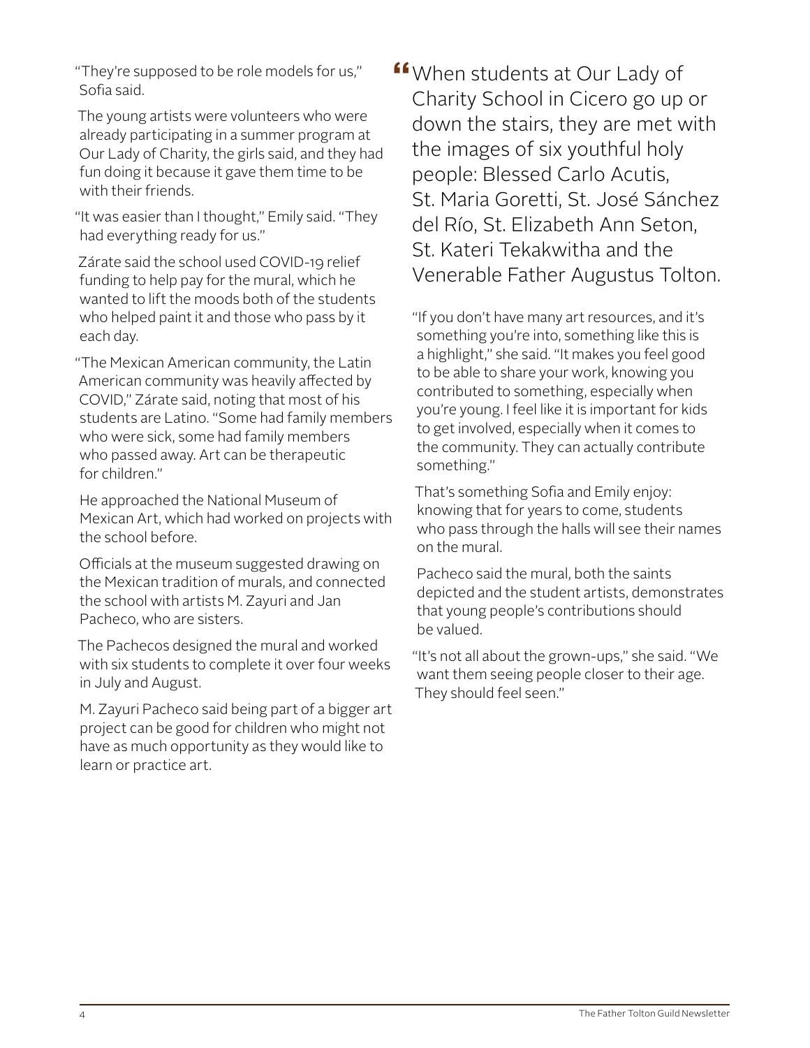"They're supposed to be role models for us," Sofia said.

The young artists were volunteers who were already participating in a summer program at Our Lady of Charity, the girls said, and they had fun doing it because it gave them time to be with their friends.

"It was easier than I thought," Emily said. "They had everything ready for us."

Zárate said the school used COVID-19 relief funding to help pay for the mural, which he wanted to lift the moods both of the students who helped paint it and those who pass by it each day.

"The Mexican American community, the Latin American community was heavily affected by COVID," Zárate said, noting that most of his students are Latino. "Some had family members who were sick, some had family members who passed away. Art can be therapeutic for children."

He approached the National Museum of Mexican Art, which had worked on projects with the school before.

Officials at the museum suggested drawing on the Mexican tradition of murals, and connected the school with artists M. Zayuri and Jan Pacheco, who are sisters.

The Pachecos designed the mural and worked with six students to complete it over four weeks in July and August.

M. Zayuri Pacheco said being part of a bigger art project can be good for children who might not have as much opportunity as they would like to learn or practice art.

> "When students at Our Lady of Charity School in Cicero go up or down the stairs, they are met with the images of six youthful holy people: Blessed Carlo Acutis, St. Maria Goretti, St. José Sánchez del Río, St. Elizabeth Ann Seton, St. Kateri Tekakwitha and the Venerable Father Augustus Tolton.

"If you don't have many art resources, and it's something you're into, something like this is a highlight," she said. "It makes you feel good to be able to share your work, knowing you contributed to something, especially when you're young. I feel like it is important for kids to get involved, especially when it comes to the community. They can actually contribute something."

That's something Sofia and Emily enjoy: knowing that for years to come, students who pass through the halls will see their names on the mural.

Pacheco said the mural, both the saints depicted and the student artists, demonstrates that young people's contributions should be valued.

"It's not all about the grown-ups," she said. "We want them seeing people closer to their age. They should feel seen."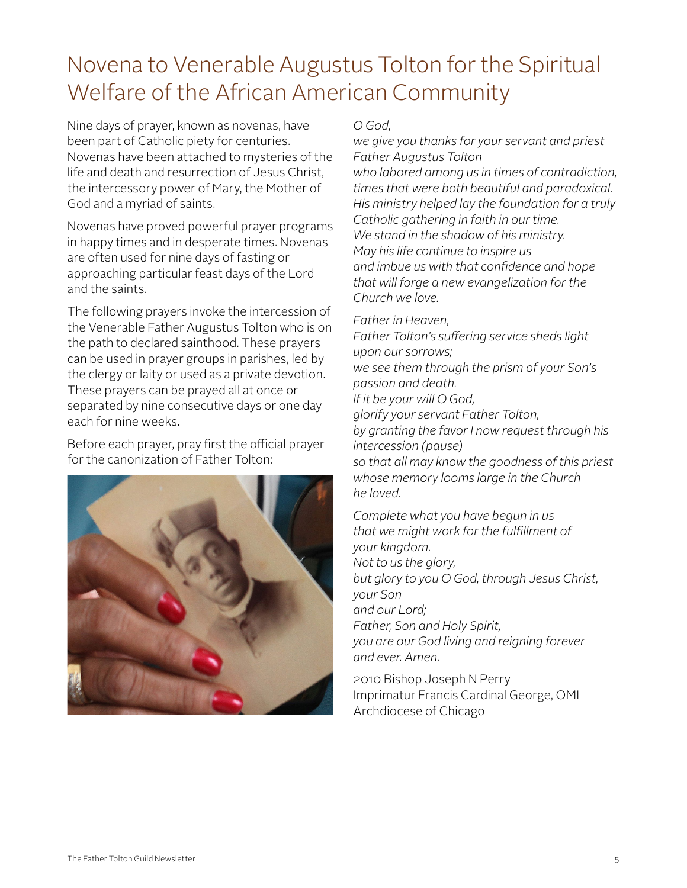# Novena to Venerable Augustus Tolton for the Spiritual Welfare of the African American Community

Nine days of prayer, known as novenas, have been part of Catholic piety for centuries. Novenas have been attached to mysteries of the life and death and resurrection of Jesus Christ, the intercessory power of Mary, the Mother of God and a myriad of saints.

Novenas have proved powerful prayer programs in happy times and in desperate times. Novenas are often used for nine days of fasting or approaching particular feast days of the Lord and the saints.

The following prayers invoke the intercession of the Venerable Father Augustus Tolton who is on the path to declared sainthood. These prayers can be used in prayer groups in parishes, led by the clergy or laity or used as a private devotion. These prayers can be prayed all at once or separated by nine consecutive days or one day each for nine weeks.

Before each prayer, pray first the official prayer for the canonization of Father Tolton:

*O God,*
*we give you thanks for your servant and priest Father Augustus Tolton*
*who labored among us in times of contradiction,*
*times that were both beautiful and paradoxical.*
*His ministry helped lay the foundation for a truly Catholic gathering in faith in our time.*
*We stand in the shadow of his ministry.*
*May his life continue to inspire us*
*and imbue us with that confidence and hope*
*that will forge a new evangelization for the Church we love.*

*Father in Heaven,*
*Father Tolton's suffering service sheds light upon our sorrows;*
*we see them through the prism of your Son's passion and death.*
*If it be your will O God,*
*glorify your servant Father Tolton,*
*by granting the favor I now request through his intercession (pause)*
*so that all may know the goodness of this priest*
*whose memory looms large in the Church*
*he loved.*

*Complete what you have begun in us*
*that we might work for the fulfillment of your kingdom.*
*Not to us the glory,*
*but glory to you O God, through Jesus Christ, your Son*
*and our Lord;*
*Father, Son and Holy Spirit,*
*you are our God living and reigning forever and ever. Amen.*

2010 Bishop Joseph N Perry
Imprimatur Francis Cardinal George, OMI
Archdiocese of Chicago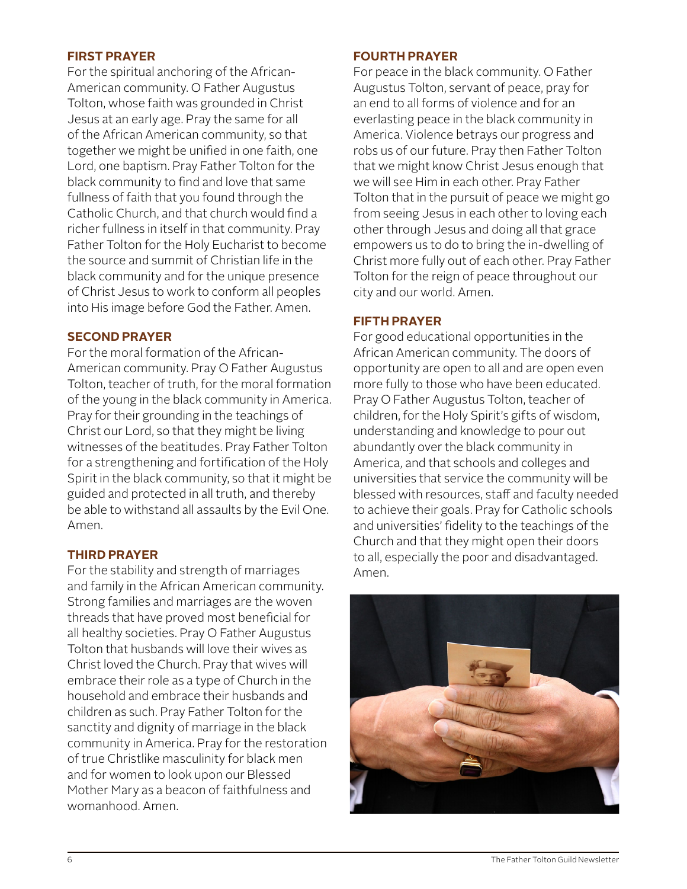### FIRST PRAYER

For the spiritual anchoring of the African-American community. O Father Augustus Tolton, whose faith was grounded in Christ Jesus at an early age. Pray the same for all of the African American community, so that together we might be unified in one faith, one Lord, one baptism. Pray Father Tolton for the black community to find and love that same fullness of faith that you found through the Catholic Church, and that church would find a richer fullness in itself in that community. Pray Father Tolton for the Holy Eucharist to become the source and summit of Christian life in the black community and for the unique presence of Christ Jesus to work to conform all peoples into His image before God the Father. Amen.

### SECOND PRAYER

For the moral formation of the African-American community. Pray O Father Augustus Tolton, teacher of truth, for the moral formation of the young in the black community in America. Pray for their grounding in the teachings of Christ our Lord, so that they might be living witnesses of the beatitudes. Pray Father Tolton for a strengthening and fortification of the Holy Spirit in the black community, so that it might be guided and protected in all truth, and thereby be able to withstand all assaults by the Evil One. Amen.

### THIRD PRAYER

For the stability and strength of marriages and family in the African American community. Strong families and marriages are the woven threads that have proved most beneficial for all healthy societies. Pray O Father Augustus Tolton that husbands will love their wives as Christ loved the Church. Pray that wives will embrace their role as a type of Church in the household and embrace their husbands and children as such. Pray Father Tolton for the sanctity and dignity of marriage in the black community in America. Pray for the restoration of true Christlike masculinity for black men and for women to look upon our Blessed Mother Mary as a beacon of faithfulness and womanhood. Amen.

### FOURTH PRAYER

For peace in the black community. O Father Augustus Tolton, servant of peace, pray for an end to all forms of violence and for an everlasting peace in the black community in America. Violence betrays our progress and robs us of our future. Pray then Father Tolton that we might know Christ Jesus enough that we will see Him in each other. Pray Father Tolton that in the pursuit of peace we might go from seeing Jesus in each other to loving each other through Jesus and doing all that grace empowers us to do to bring the in-dwelling of Christ more fully out of each other. Pray Father Tolton for the reign of peace throughout our city and our world. Amen.

### FIFTH PRAYER

For good educational opportunities in the African American community. The doors of opportunity are open to all and are open even more fully to those who have been educated. Pray O Father Augustus Tolton, teacher of children, for the Holy Spirit's gifts of wisdom, understanding and knowledge to pour out abundantly over the black community in America, and that schools and colleges and universities that service the community will be blessed with resources, staff and faculty needed to achieve their goals. Pray for Catholic schools and universities' fidelity to the teachings of the Church and that they might open their doors to all, especially the poor and disadvantaged. Amen.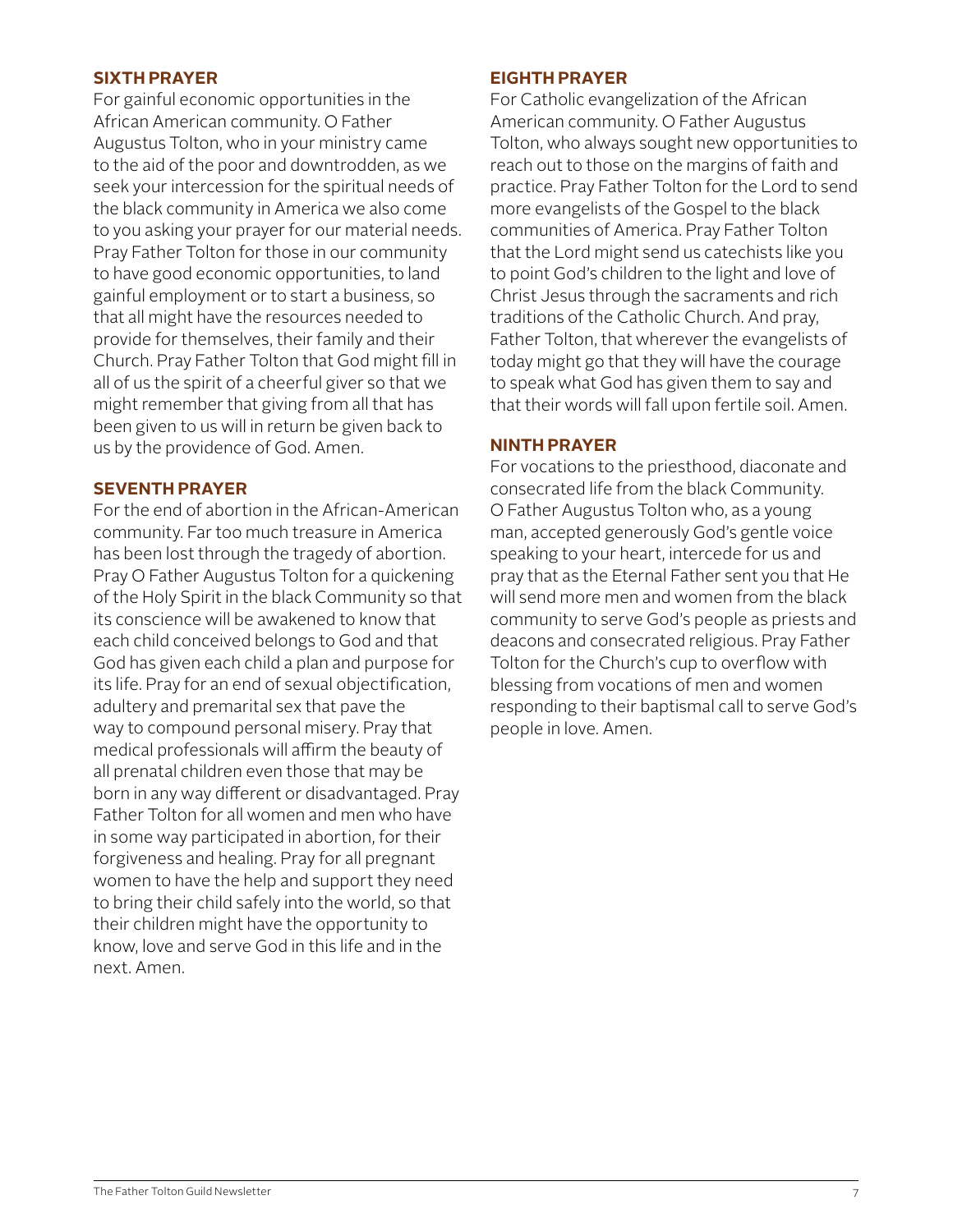### SIXTH PRAYER

For gainful economic opportunities in the African American community. O Father Augustus Tolton, who in your ministry came to the aid of the poor and downtrodden, as we seek your intercession for the spiritual needs of the black community in America we also come to you asking your prayer for our material needs. Pray Father Tolton for those in our community to have good economic opportunities, to land gainful employment or to start a business, so that all might have the resources needed to provide for themselves, their family and their Church. Pray Father Tolton that God might fill in all of us the spirit of a cheerful giver so that we might remember that giving from all that has been given to us will in return be given back to us by the providence of God. Amen.

### SEVENTH PRAYER

For the end of abortion in the African-American community. Far too much treasure in America has been lost through the tragedy of abortion. Pray O Father Augustus Tolton for a quickening of the Holy Spirit in the black Community so that its conscience will be awakened to know that each child conceived belongs to God and that God has given each child a plan and purpose for its life. Pray for an end of sexual objectification, adultery and premarital sex that pave the way to compound personal misery. Pray that medical professionals will affirm the beauty of all prenatal children even those that may be born in any way different or disadvantaged. Pray Father Tolton for all women and men who have in some way participated in abortion, for their forgiveness and healing. Pray for all pregnant women to have the help and support they need to bring their child safely into the world, so that their children might have the opportunity to know, love and serve God in this life and in the next. Amen.

### EIGHTH PRAYER

For Catholic evangelization of the African American community. O Father Augustus Tolton, who always sought new opportunities to reach out to those on the margins of faith and practice. Pray Father Tolton for the Lord to send more evangelists of the Gospel to the black communities of America. Pray Father Tolton that the Lord might send us catechists like you to point God's children to the light and love of Christ Jesus through the sacraments and rich traditions of the Catholic Church. And pray, Father Tolton, that wherever the evangelists of today might go that they will have the courage to speak what God has given them to say and that their words will fall upon fertile soil. Amen.

### NINTH PRAYER

For vocations to the priesthood, diaconate and consecrated life from the black Community. O Father Augustus Tolton who, as a young man, accepted generously God's gentle voice speaking to your heart, intercede for us and pray that as the Eternal Father sent you that He will send more men and women from the black community to serve God's people as priests and deacons and consecrated religious. Pray Father Tolton for the Church's cup to overflow with blessing from vocations of men and women responding to their baptismal call to serve God's people in love. Amen.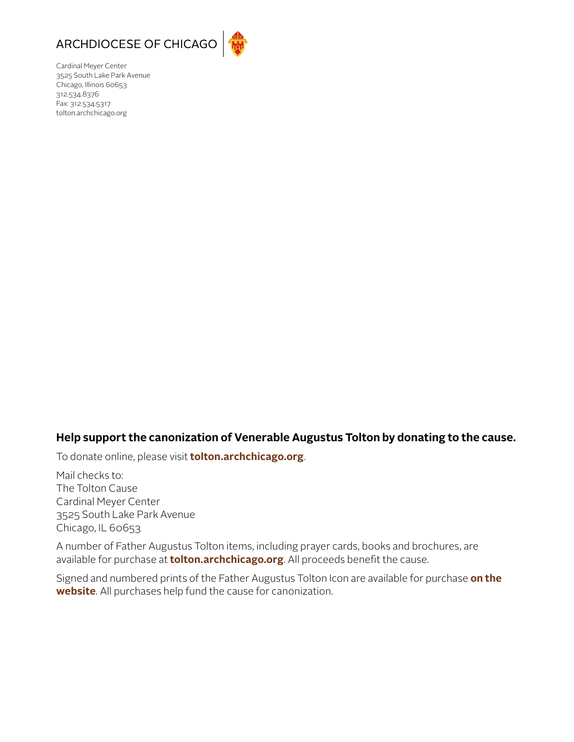ARCHDIOCESE OF CHICAGO

Cardinal Meyer Center
3525 South Lake Park Avenue
Chicago, Illinois 60653
312.534.8376
Fax: 312.534.5317
tolton.archchicago.org

**Help support the canonization of Venerable Augustus Tolton by donating to the cause.**

To donate online, please visit **tolton.archchicago.org**.

Mail checks to:
The Tolton Cause
Cardinal Meyer Center
3525 South Lake Park Avenue
Chicago, IL 60653

A number of Father Augustus Tolton items, including prayer cards, books and brochures, are available for purchase at **tolton.archchicago.org**. All proceeds benefit the cause.

Signed and numbered prints of the Father Augustus Tolton Icon are available for purchase **on the website**. All purchases help fund the cause for canonization.